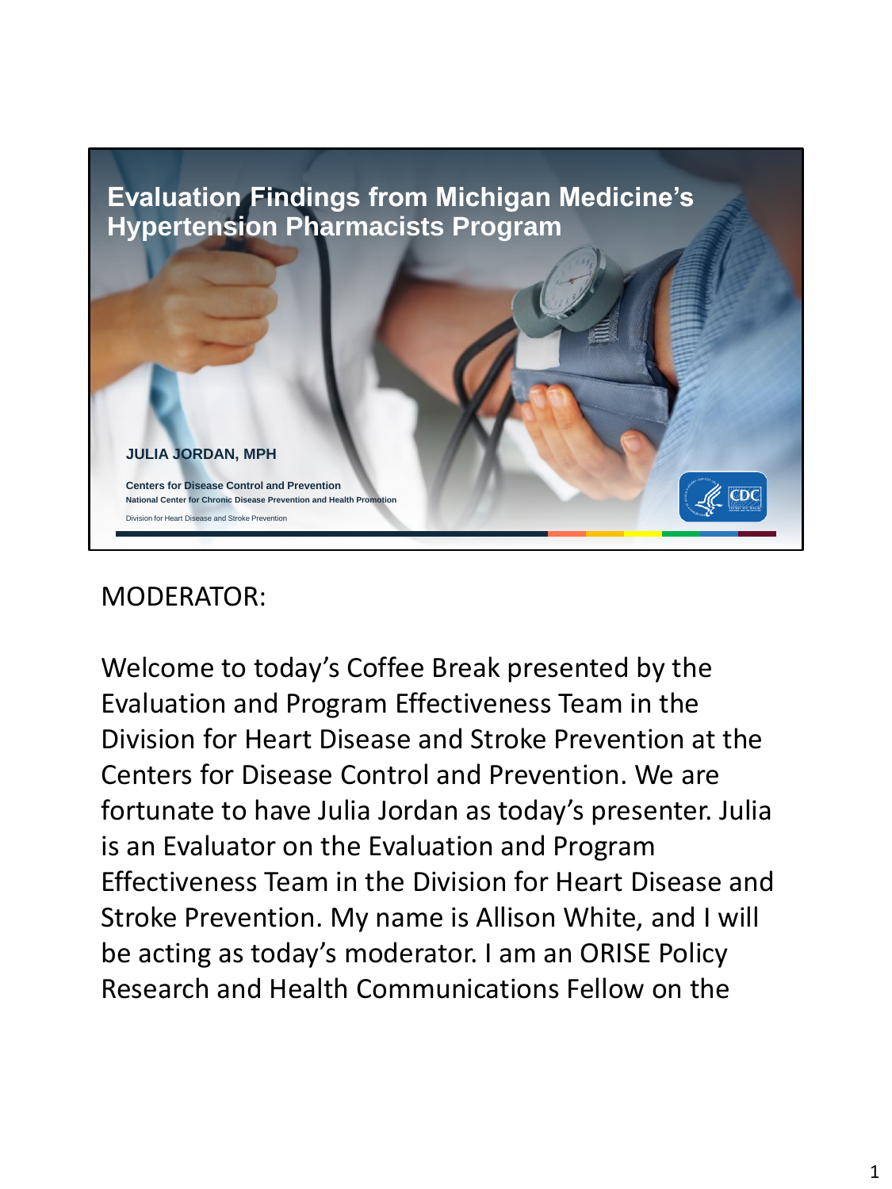# Evaluation Findings from Michigan Medicine's Hypertension Pharmacists Program

**JULIA JORDAN, MPH**

**Centers for Disease Control and Prevention**
**National Center for Chronic Disease Prevention and Health Promotion**
Division for Heart Disease and Stroke Prevention

MODERATOR:

Welcome to today's Coffee Break presented by the Evaluation and Program Effectiveness Team in the Division for Heart Disease and Stroke Prevention at the Centers for Disease Control and Prevention. We are fortunate to have Julia Jordan as today's presenter. Julia is an Evaluator on the Evaluation and Program Effectiveness Team in the Division for Heart Disease and Stroke Prevention. My name is Allison White, and I will be acting as today's moderator. I am an ORISE Policy Research and Health Communications Fellow on the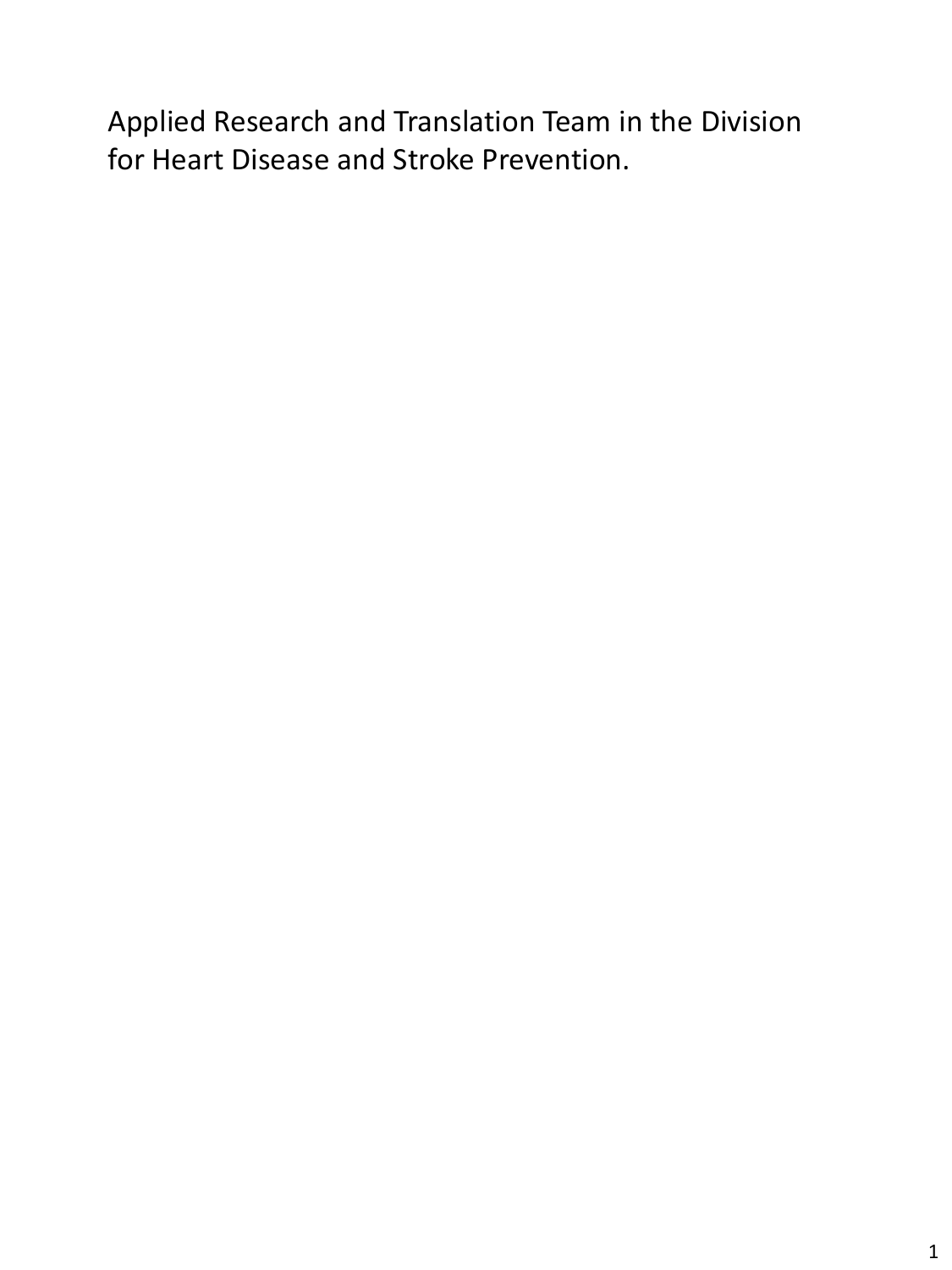Applied Research and Translation Team in the Division for Heart Disease and Stroke Prevention.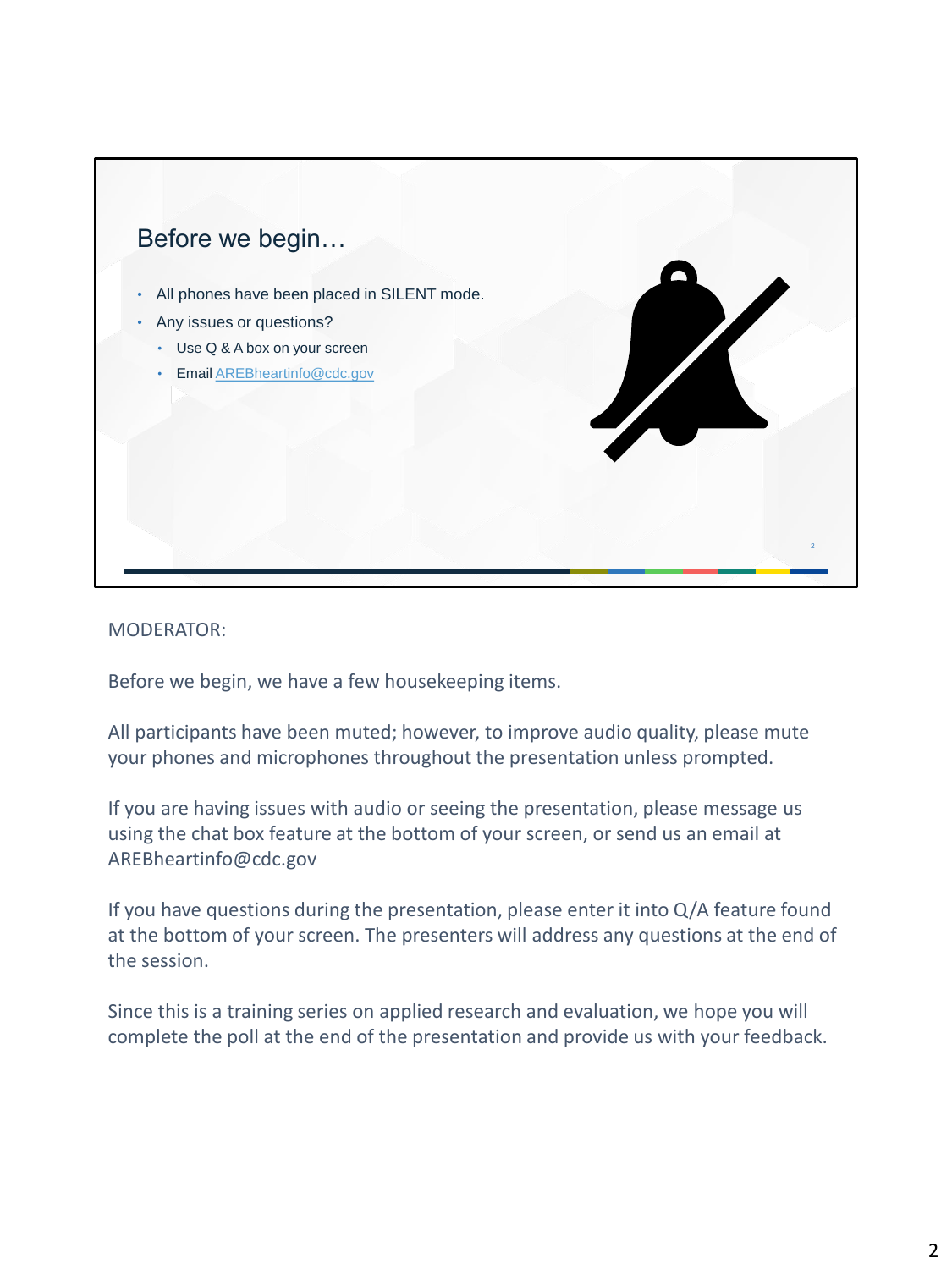## Before we begin…

- All phones have been placed in SILENT mode.
- Any issues or questions?
  - Use Q & A box on your screen
  - Email AREBheartinfo@cdc.gov

MODERATOR:

Before we begin, we have a few housekeeping items.

All participants have been muted; however, to improve audio quality, please mute your phones and microphones throughout the presentation unless prompted.

If you are having issues with audio or seeing the presentation, please message us using the chat box feature at the bottom of your screen, or send us an email at AREBheartinfo@cdc.gov

If you have questions during the presentation, please enter it into Q/A feature found at the bottom of your screen. The presenters will address any questions at the end of the session.

Since this is a training series on applied research and evaluation, we hope you will complete the poll at the end of the presentation and provide us with your feedback.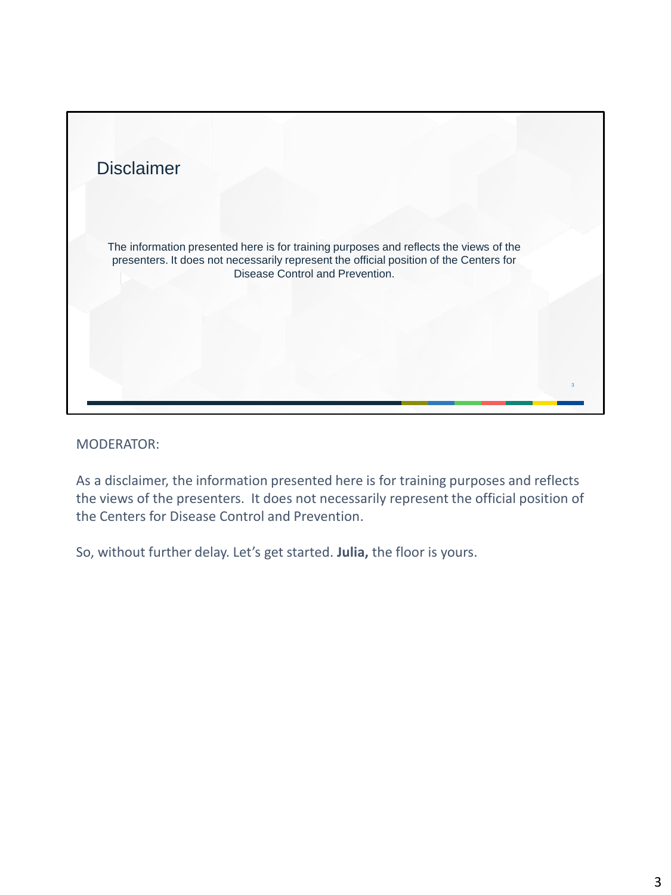## Disclaimer

The information presented here is for training purposes and reflects the views of the presenters. It does not necessarily represent the official position of the Centers for Disease Control and Prevention.

MODERATOR:

As a disclaimer, the information presented here is for training purposes and reflects the views of the presenters. It does not necessarily represent the official position of the Centers for Disease Control and Prevention.

So, without further delay. Let's get started. **Julia,** the floor is yours.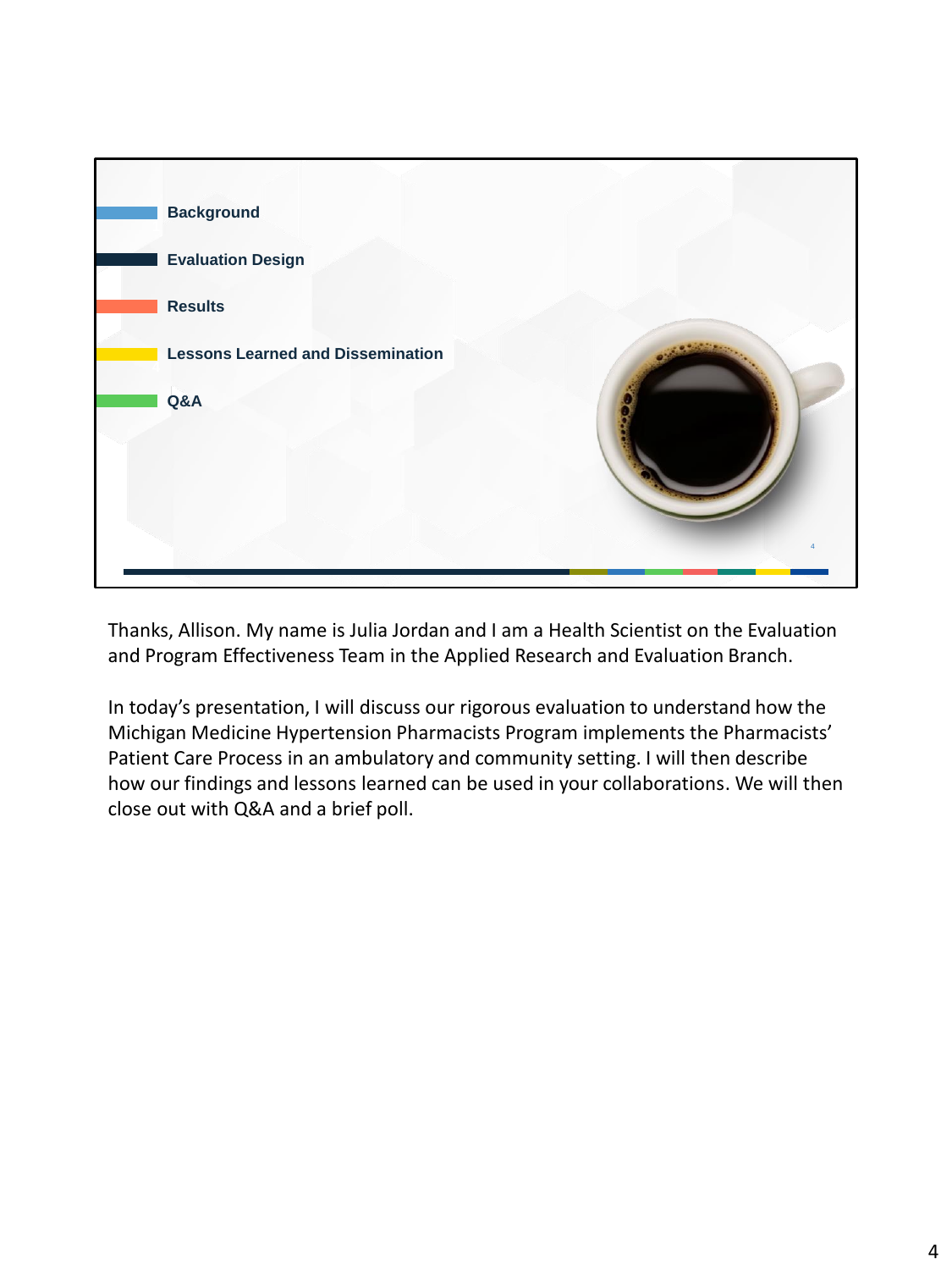- Background
- Evaluation Design
- Results
- Lessons Learned and Dissemination
- Q&A

Thanks, Allison. My name is Julia Jordan and I am a Health Scientist on the Evaluation and Program Effectiveness Team in the Applied Research and Evaluation Branch.

In today's presentation, I will discuss our rigorous evaluation to understand how the Michigan Medicine Hypertension Pharmacists Program implements the Pharmacists' Patient Care Process in an ambulatory and community setting. I will then describe how our findings and lessons learned can be used in your collaborations. We will then close out with Q&A and a brief poll.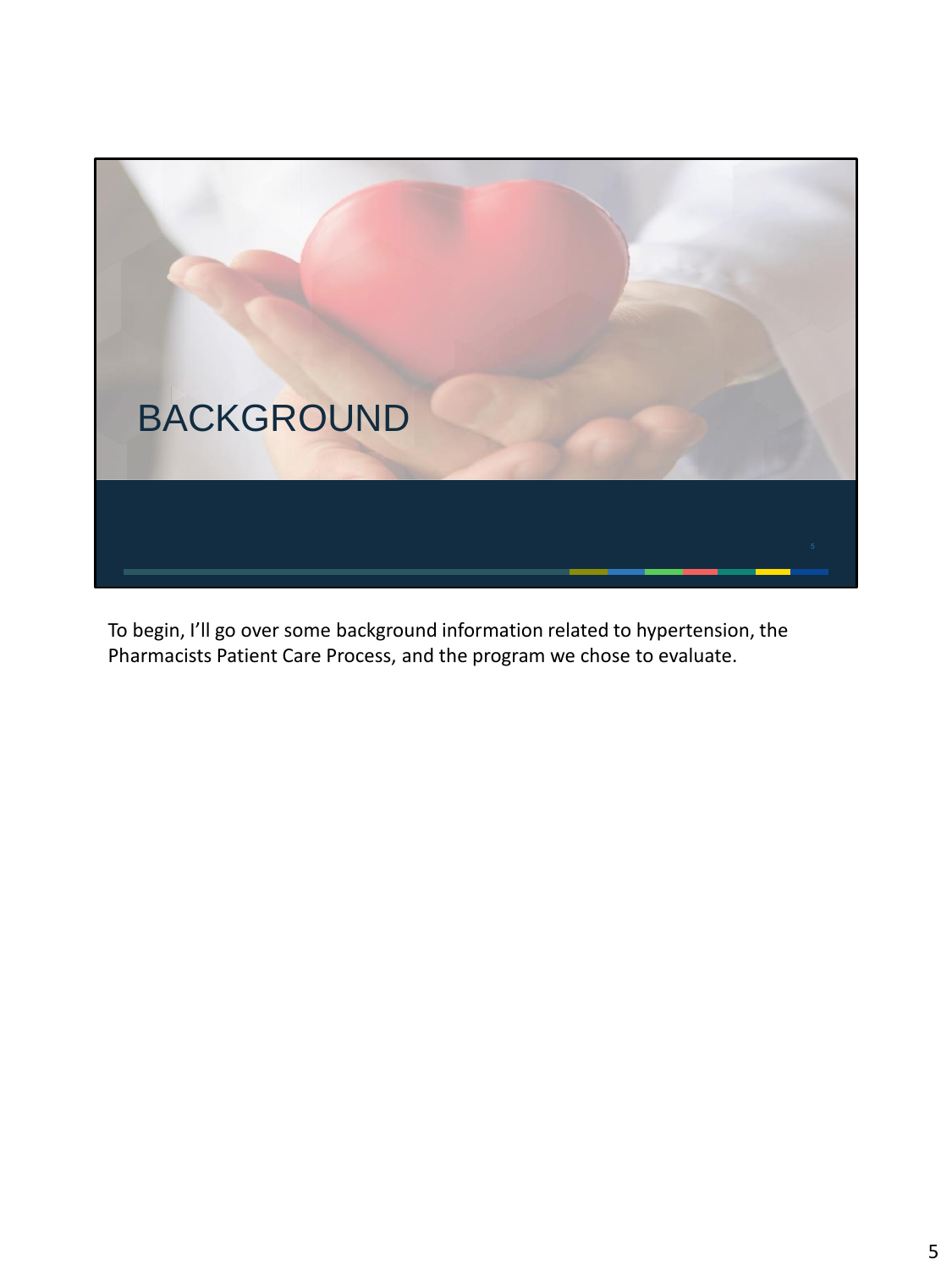# BACKGROUND

To begin, I'll go over some background information related to hypertension, the Pharmacists Patient Care Process, and the program we chose to evaluate.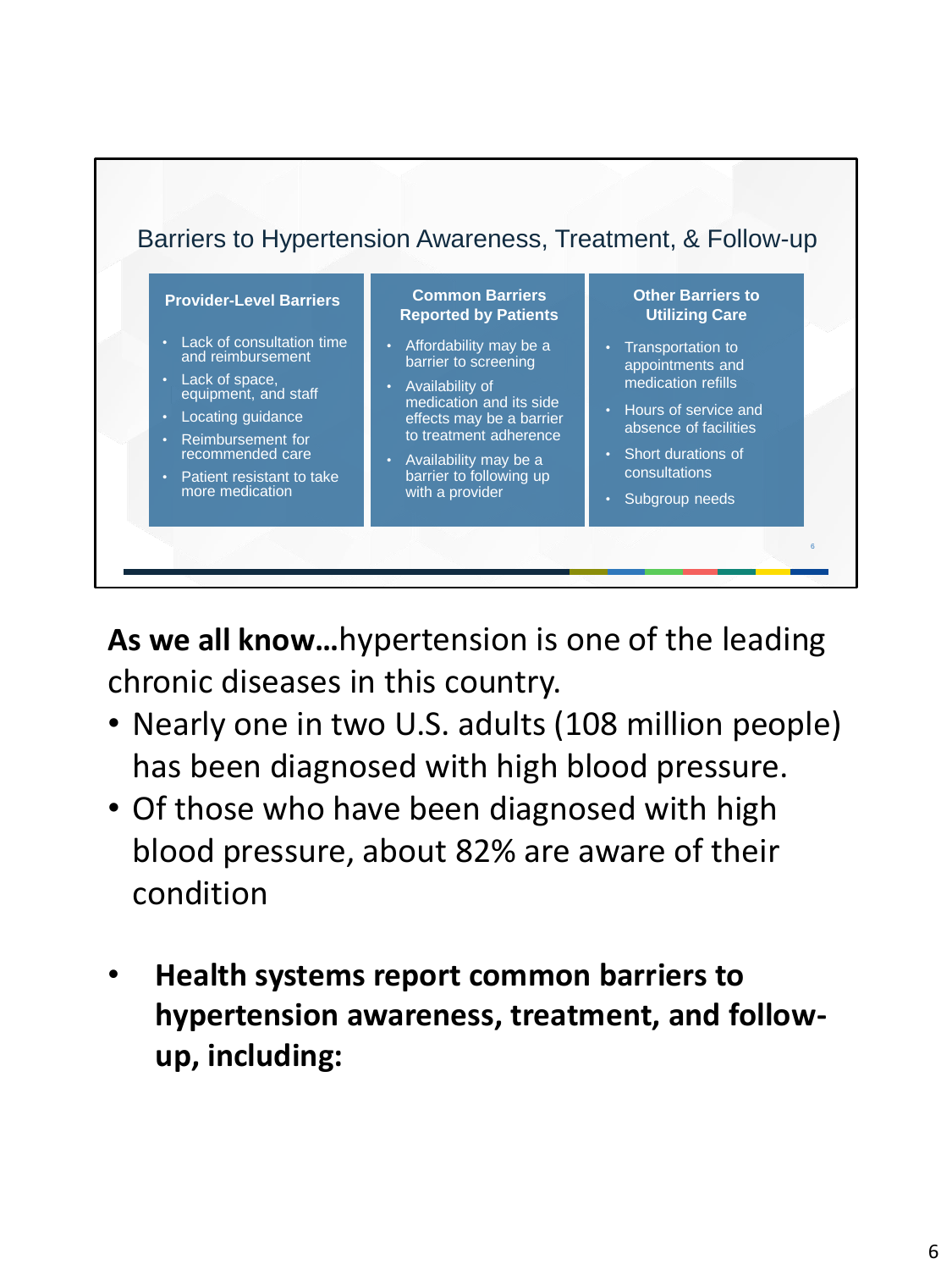## Barriers to Hypertension Awareness, Treatment, & Follow-up

| Provider-Level Barriers | Common Barriers Reported by Patients | Other Barriers to Utilizing Care |
|---|---|---|
| • Lack of consultation time and reimbursement<br>• Lack of space, equipment, and staff<br>• Locating guidance<br>• Reimbursement for recommended care<br>• Patient resistant to take more medication | • Affordability may be a barrier to screening<br>• Availability of medication and its side effects may be a barrier to treatment adherence<br>• Availability may be a barrier to following up with a provider | • Transportation to appointments and medication refills<br>• Hours of service and absence of facilities<br>• Short durations of consultations<br>• Subgroup needs |

**As we all know…**hypertension is one of the leading chronic diseases in this country.

- Nearly one in two U.S. adults (108 million people) has been diagnosed with high blood pressure.
- Of those who have been diagnosed with high blood pressure, about 82% are aware of their condition

- **Health systems report common barriers to hypertension awareness, treatment, and follow-up, including:**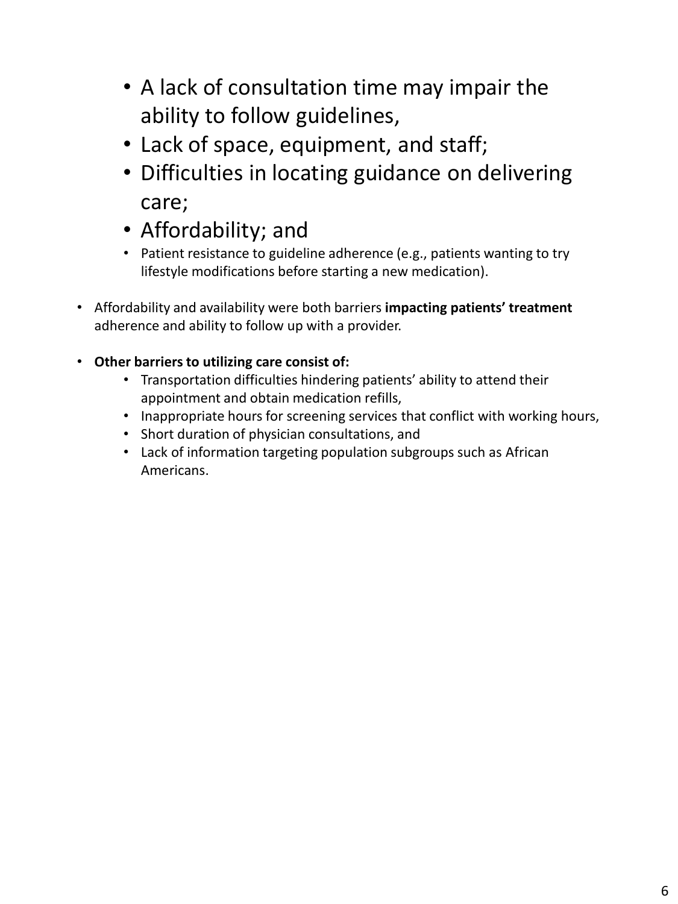- A lack of consultation time may impair the ability to follow guidelines,
- Lack of space, equipment, and staff;
- Difficulties in locating guidance on delivering care;
- Affordability; and
- Patient resistance to guideline adherence (e.g., patients wanting to try lifestyle modifications before starting a new medication).

- Affordability and availability were both barriers **impacting patients' treatment** adherence and ability to follow up with a provider.

- **Other barriers to utilizing care consist of:**
  - Transportation difficulties hindering patients' ability to attend their appointment and obtain medication refills,
  - Inappropriate hours for screening services that conflict with working hours,
  - Short duration of physician consultations, and
  - Lack of information targeting population subgroups such as African Americans.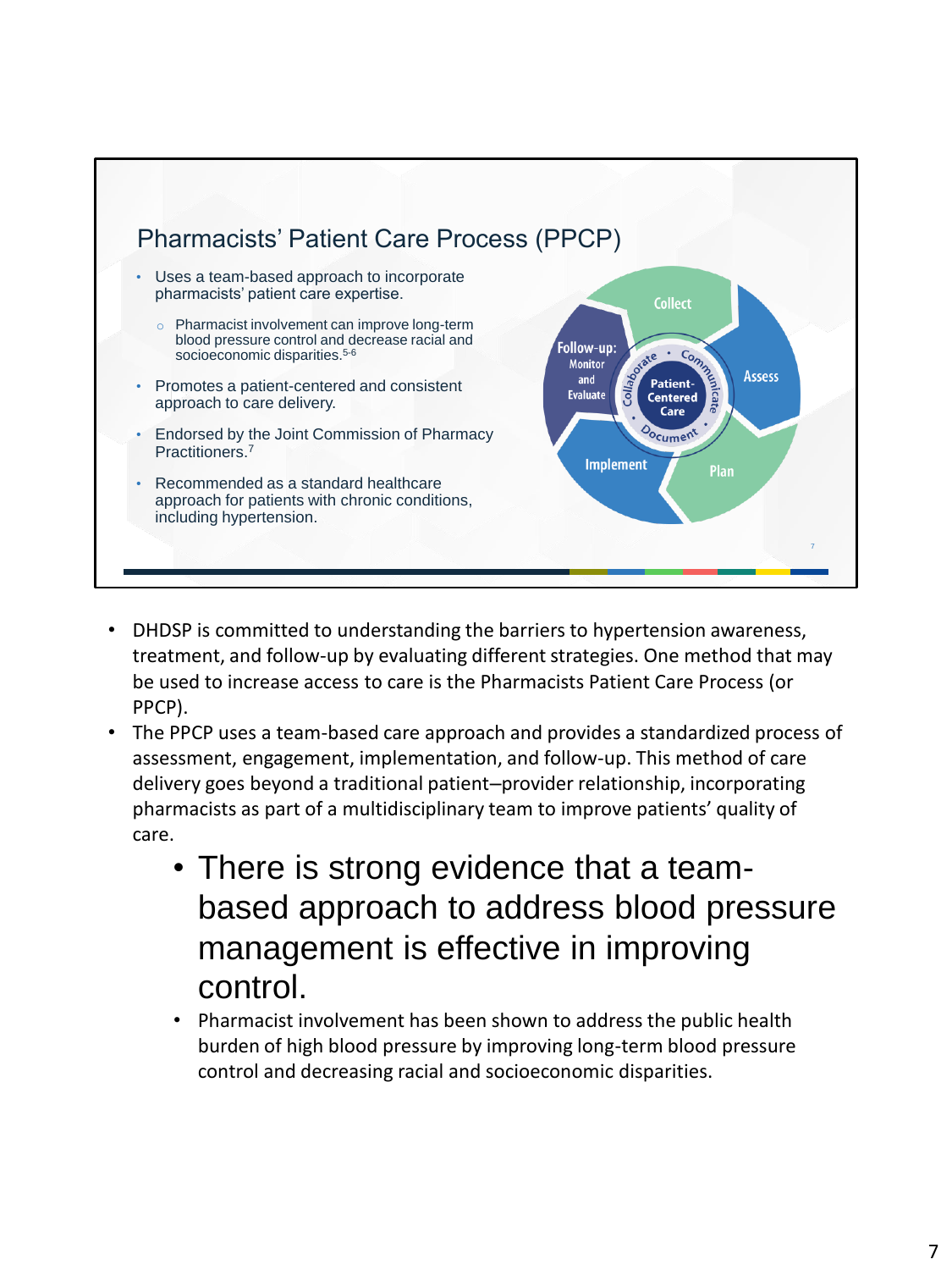## Pharmacists' Patient Care Process (PPCP)

- Uses a team-based approach to incorporate pharmacists' patient care expertise.
  - Pharmacist involvement can improve long-term blood pressure control and decrease racial and socioeconomic disparities.[5-6]
- Promotes a patient-centered and consistent approach to care delivery.
- Endorsed by the Joint Commission of Pharmacy Practitioners.[7]
- Recommended as a standard healthcare approach for patients with chronic conditions, including hypertension.

Collect · Assess · Plan · Implement · Follow-up: Monitor and Evaluate · Patient-Centered Care · Collaborate · Communicate · Document

- DHDSP is committed to understanding the barriers to hypertension awareness, treatment, and follow-up by evaluating different strategies. One method that may be used to increase access to care is the Pharmacists Patient Care Process (or PPCP).
- The PPCP uses a team-based care approach and provides a standardized process of assessment, engagement, implementation, and follow-up. This method of care delivery goes beyond a traditional patient–provider relationship, incorporating pharmacists as part of a multidisciplinary team to improve patients' quality of care.
  - There is strong evidence that a team-based approach to address blood pressure management is effective in improving control.
  - Pharmacist involvement has been shown to address the public health burden of high blood pressure by improving long-term blood pressure control and decreasing racial and socioeconomic disparities.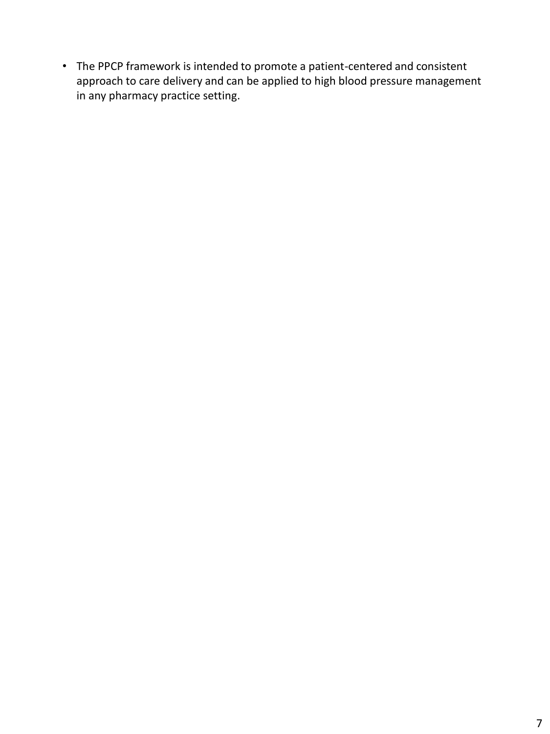- The PPCP framework is intended to promote a patient-centered and consistent approach to care delivery and can be applied to high blood pressure management in any pharmacy practice setting.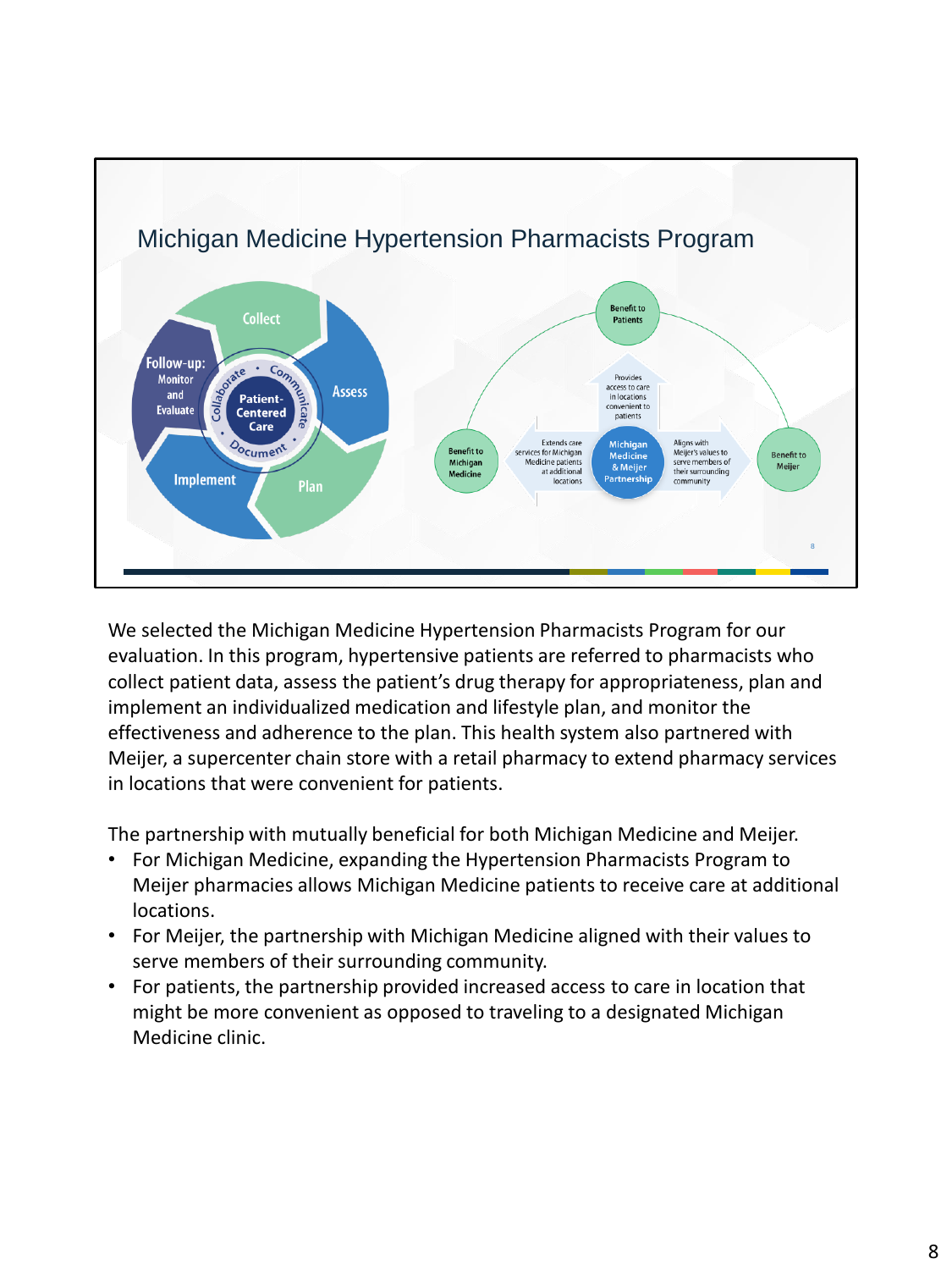## Michigan Medicine Hypertension Pharmacists Program

Collect
Assess
Plan
Implement
Follow-up: Monitor and Evaluate
Patient-Centered Care
Collaborate • Communicate • Document

Benefit to Patients
Provides access to care in locations convenient to patients

Benefit to Michigan Medicine
Extends care services for Michigan Medicine patients at additional locations

Michigan Medicine & Meijer Partnership

Benefit to Meijer
Aligns with Meijer's values to serve members of their surrounding community

We selected the Michigan Medicine Hypertension Pharmacists Program for our evaluation. In this program, hypertensive patients are referred to pharmacists who collect patient data, assess the patient's drug therapy for appropriateness, plan and implement an individualized medication and lifestyle plan, and monitor the effectiveness and adherence to the plan. This health system also partnered with Meijer, a supercenter chain store with a retail pharmacy to extend pharmacy services in locations that were convenient for patients.

The partnership with mutually beneficial for both Michigan Medicine and Meijer.

- For Michigan Medicine, expanding the Hypertension Pharmacists Program to Meijer pharmacies allows Michigan Medicine patients to receive care at additional locations.
- For Meijer, the partnership with Michigan Medicine aligned with their values to serve members of their surrounding community.
- For patients, the partnership provided increased access to care in location that might be more convenient as opposed to traveling to a designated Michigan Medicine clinic.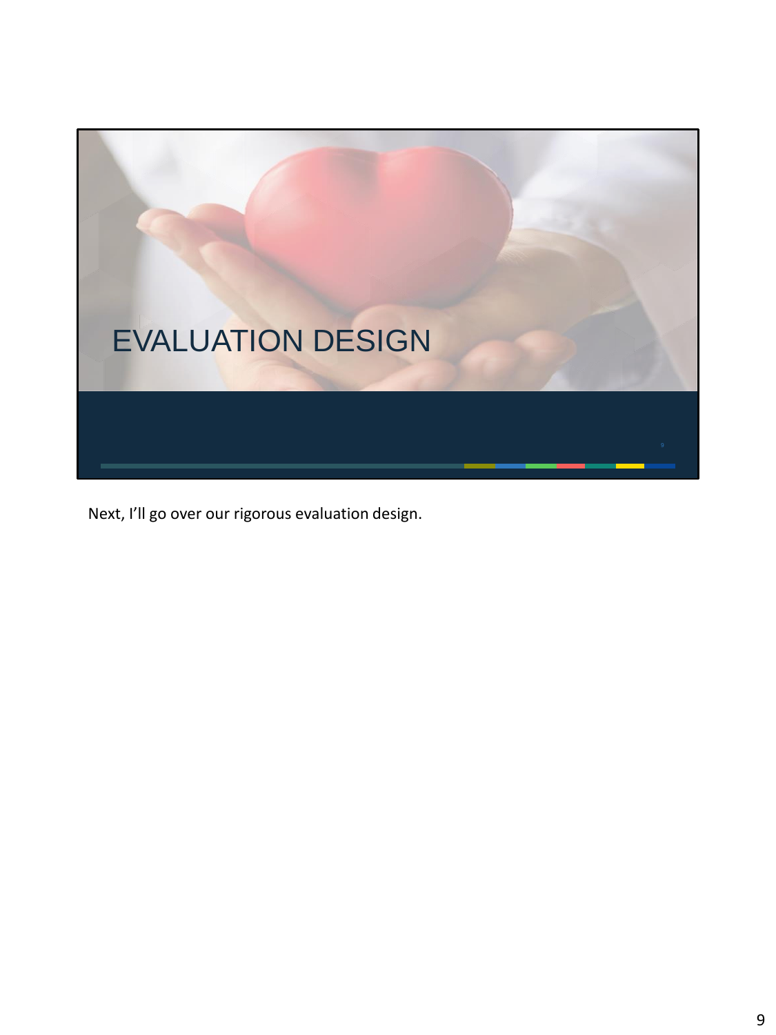# EVALUATION DESIGN

Next, I'll go over our rigorous evaluation design.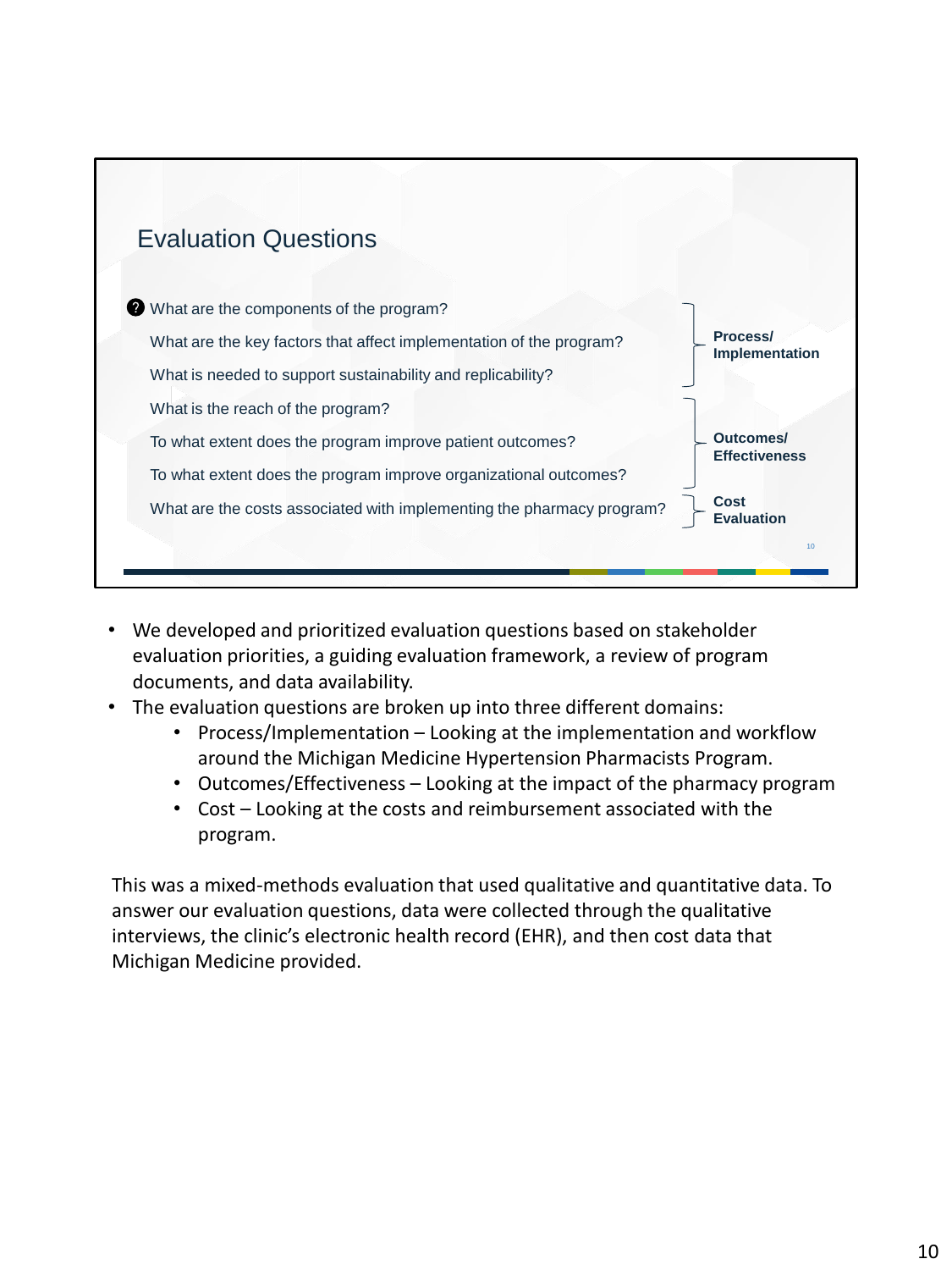## Evaluation Questions

| Question | Domain |
|---|---|
| What are the components of the program? | Process/ Implementation |
| What are the key factors that affect implementation of the program? | |
| What is needed to support sustainability and replicability? | |
| What is the reach of the program? | Outcomes/ Effectiveness |
| To what extent does the program improve patient outcomes? | |
| To what extent does the program improve organizational outcomes? | |
| What are the costs associated with implementing the pharmacy program? | Cost Evaluation |

- We developed and prioritized evaluation questions based on stakeholder evaluation priorities, a guiding evaluation framework, a review of program documents, and data availability.
- The evaluation questions are broken up into three different domains:
  - Process/Implementation – Looking at the implementation and workflow around the Michigan Medicine Hypertension Pharmacists Program.
  - Outcomes/Effectiveness – Looking at the impact of the pharmacy program
  - Cost – Looking at the costs and reimbursement associated with the program.

This was a mixed-methods evaluation that used qualitative and quantitative data. To answer our evaluation questions, data were collected through the qualitative interviews, the clinic's electronic health record (EHR), and then cost data that Michigan Medicine provided.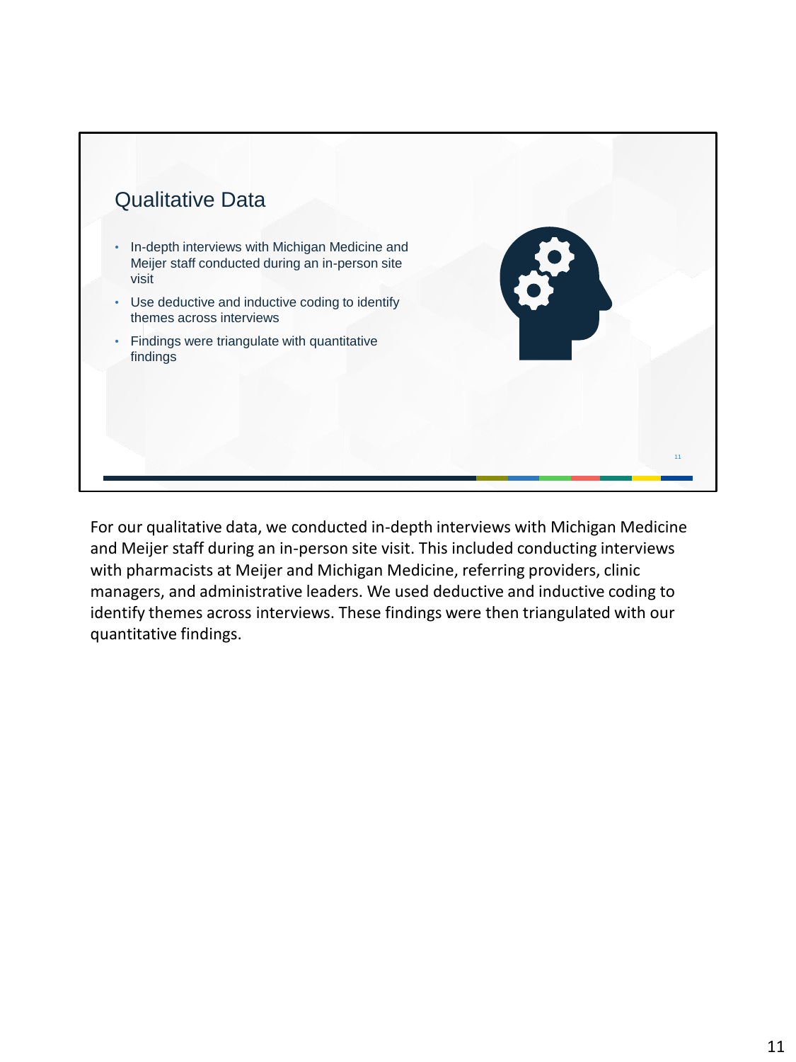## Qualitative Data

- In-depth interviews with Michigan Medicine and Meijer staff conducted during an in-person site visit
- Use deductive and inductive coding to identify themes across interviews
- Findings were triangulate with quantitative findings

For our qualitative data, we conducted in-depth interviews with Michigan Medicine and Meijer staff during an in-person site visit. This included conducting interviews with pharmacists at Meijer and Michigan Medicine, referring providers, clinic managers, and administrative leaders. We used deductive and inductive coding to identify themes across interviews. These findings were then triangulated with our quantitative findings.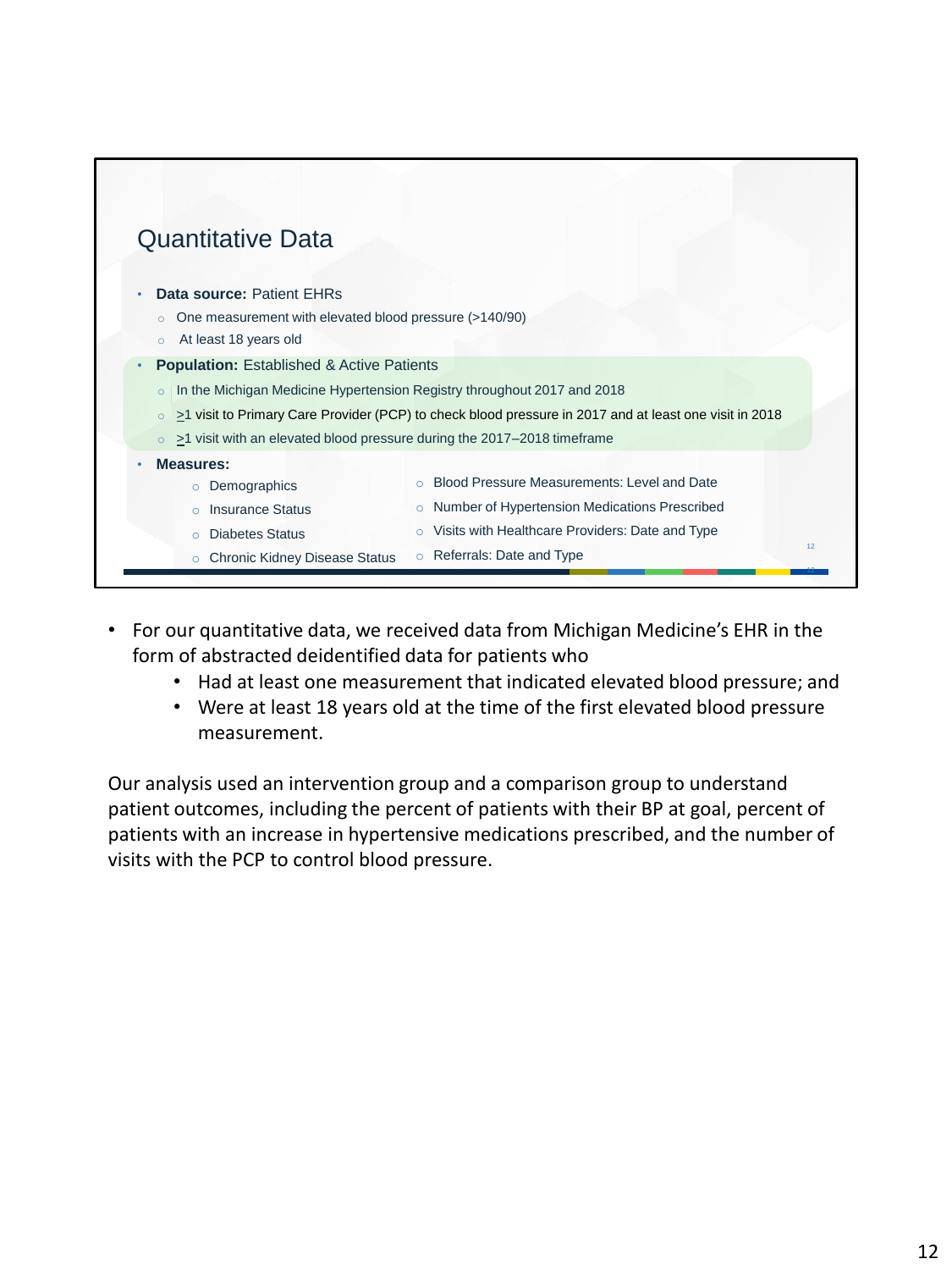## Quantitative Data

- **Data source:** Patient EHRs
  - One measurement with elevated blood pressure (>140/90)
  - At least 18 years old
- **Population:** Established & Active Patients
  - In the Michigan Medicine Hypertension Registry throughout 2017 and 2018
  - ≥1 visit to Primary Care Provider (PCP) to check blood pressure in 2017 and at least one visit in 2018
  - ≥1 visit with an elevated blood pressure during the 2017–2018 timeframe
- **Measures:**
  - Demographics
  - Insurance Status
  - Diabetes Status
  - Chronic Kidney Disease Status
  - Blood Pressure Measurements: Level and Date
  - Number of Hypertension Medications Prescribed
  - Visits with Healthcare Providers: Date and Type
  - Referrals: Date and Type

- For our quantitative data, we received data from Michigan Medicine's EHR in the form of abstracted deidentified data for patients who
  - Had at least one measurement that indicated elevated blood pressure; and
  - Were at least 18 years old at the time of the first elevated blood pressure measurement.

Our analysis used an intervention group and a comparison group to understand patient outcomes, including the percent of patients with their BP at goal, percent of patients with an increase in hypertensive medications prescribed, and the number of visits with the PCP to control blood pressure.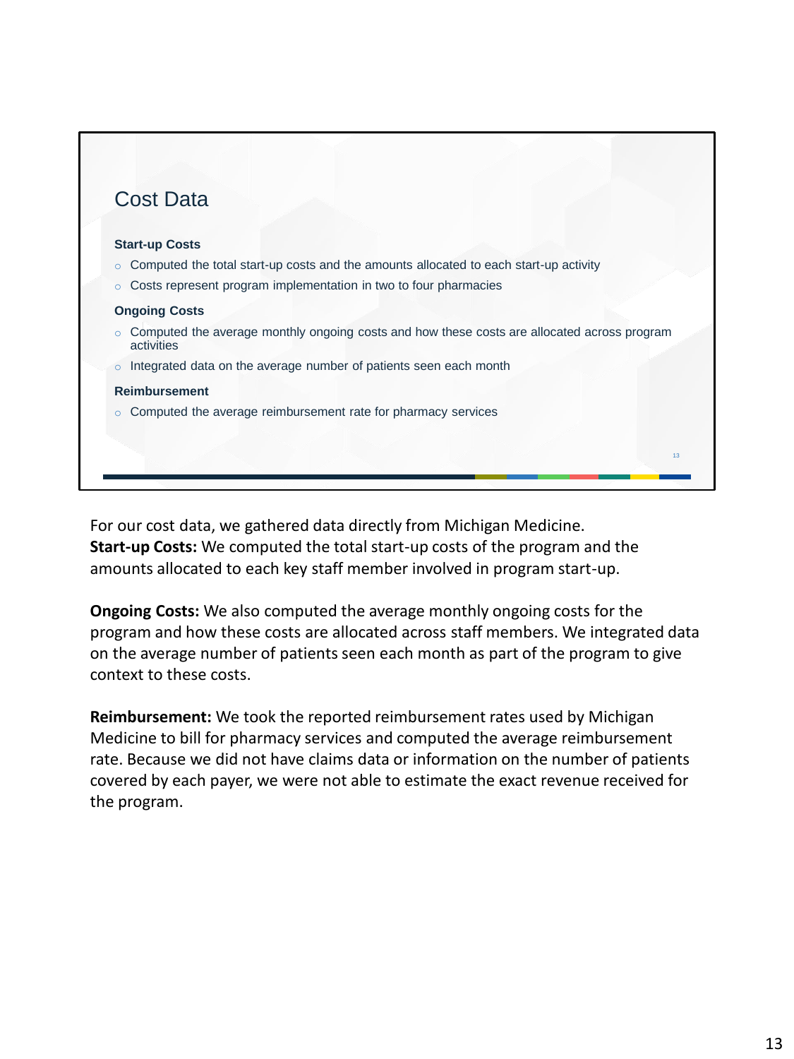## Cost Data

**Start-up Costs**

- Computed the total start-up costs and the amounts allocated to each start-up activity
- Costs represent program implementation in two to four pharmacies

**Ongoing Costs**

- Computed the average monthly ongoing costs and how these costs are allocated across program activities
- Integrated data on the average number of patients seen each month

**Reimbursement**

- Computed the average reimbursement rate for pharmacy services

For our cost data, we gathered data directly from Michigan Medicine.
**Start-up Costs:** We computed the total start-up costs of the program and the amounts allocated to each key staff member involved in program start-up.

**Ongoing Costs:** We also computed the average monthly ongoing costs for the program and how these costs are allocated across staff members. We integrated data on the average number of patients seen each month as part of the program to give context to these costs.

**Reimbursement:** We took the reported reimbursement rates used by Michigan Medicine to bill for pharmacy services and computed the average reimbursement rate. Because we did not have claims data or information on the number of patients covered by each payer, we were not able to estimate the exact revenue received for the program.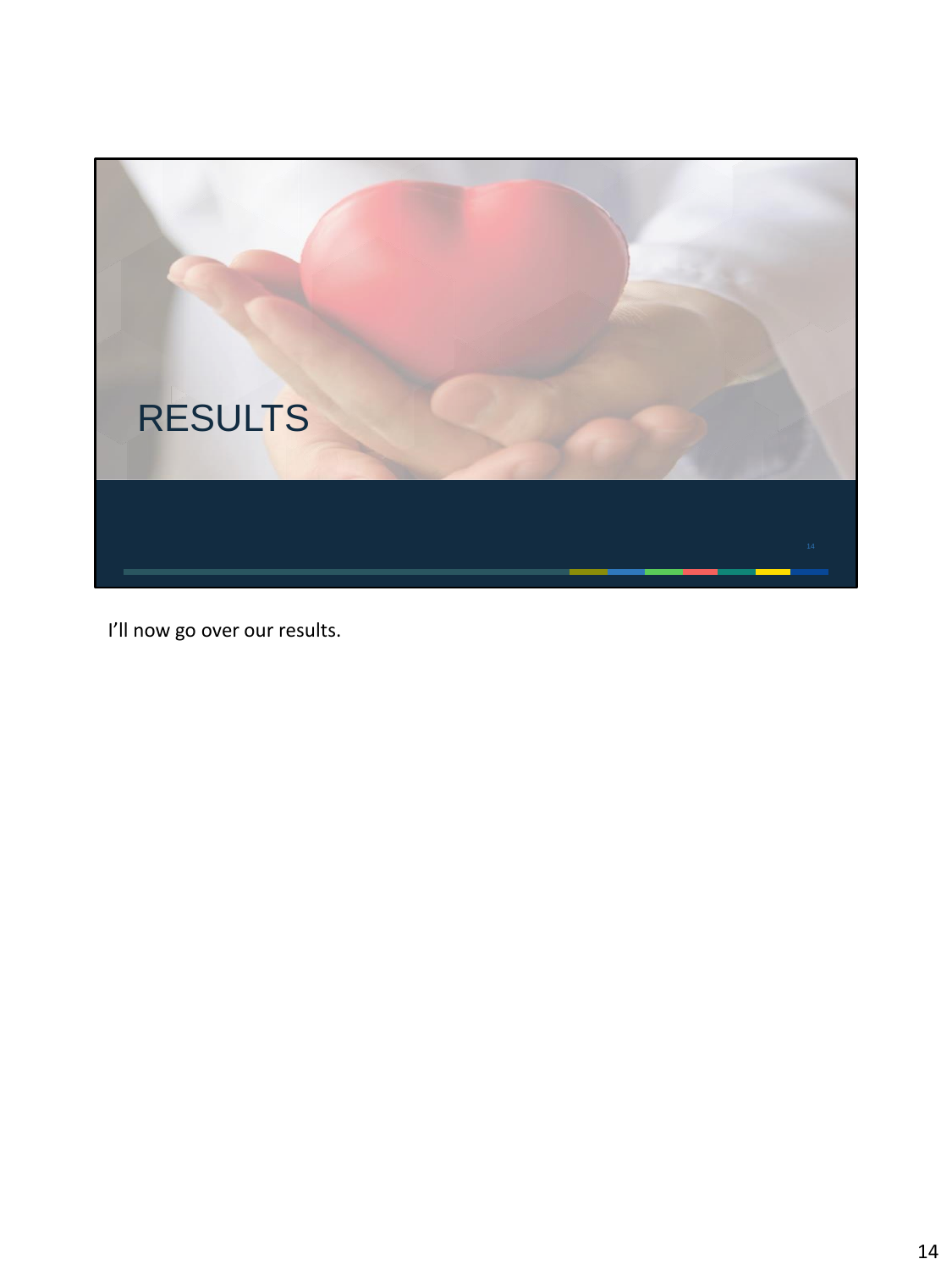# RESULTS

I'll now go over our results.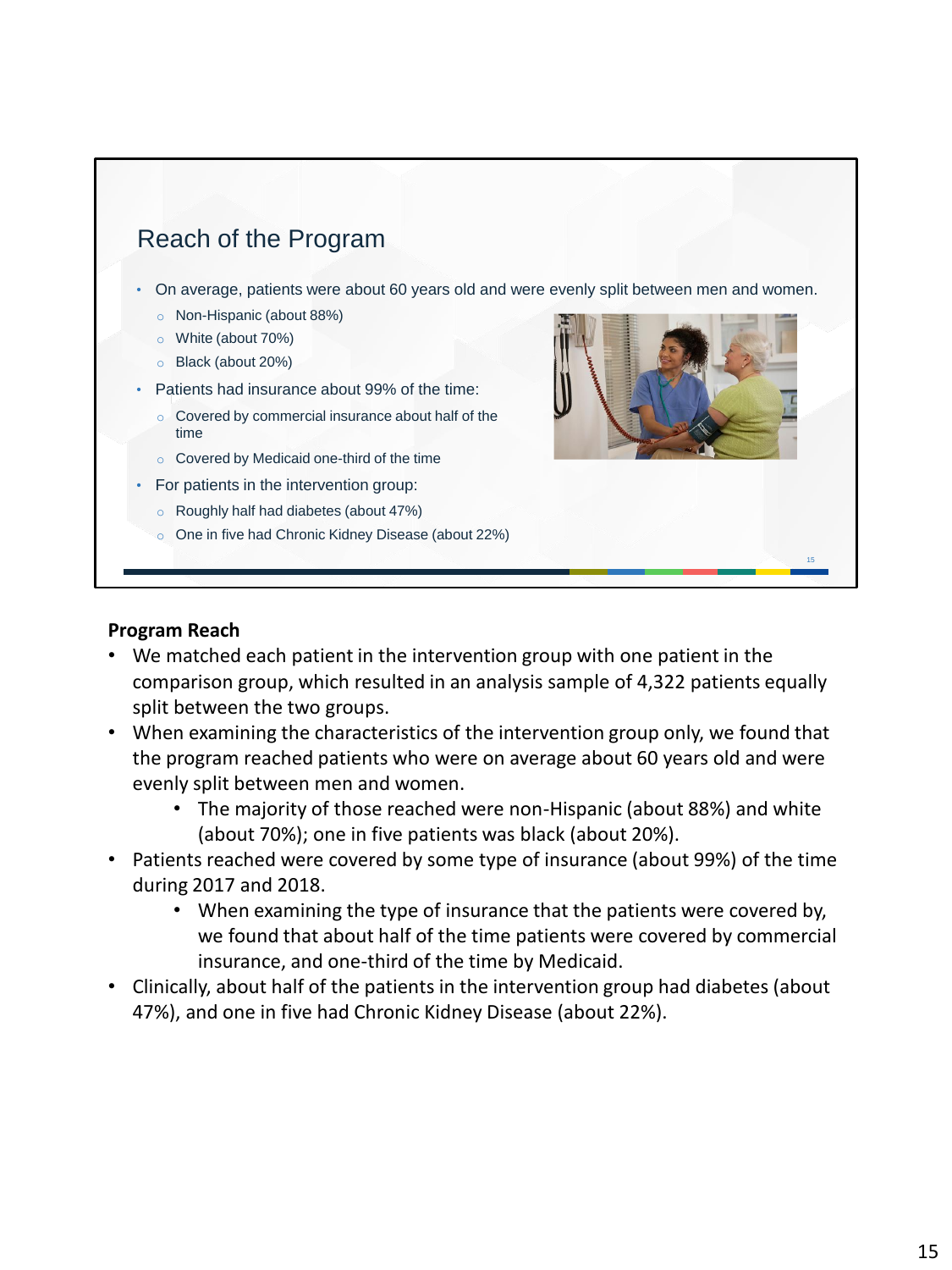## Reach of the Program

- On average, patients were about 60 years old and were evenly split between men and women.
  - Non-Hispanic (about 88%)
  - White (about 70%)
  - Black (about 20%)
- Patients had insurance about 99% of the time:
  - Covered by commercial insurance about half of the time
  - Covered by Medicaid one-third of the time
- For patients in the intervention group:
  - Roughly half had diabetes (about 47%)
  - One in five had Chronic Kidney Disease (about 22%)

**Program Reach**

- We matched each patient in the intervention group with one patient in the comparison group, which resulted in an analysis sample of 4,322 patients equally split between the two groups.
- When examining the characteristics of the intervention group only, we found that the program reached patients who were on average about 60 years old and were evenly split between men and women.
  - The majority of those reached were non-Hispanic (about 88%) and white (about 70%); one in five patients was black (about 20%).
- Patients reached were covered by some type of insurance (about 99%) of the time during 2017 and 2018.
  - When examining the type of insurance that the patients were covered by, we found that about half of the time patients were covered by commercial insurance, and one-third of the time by Medicaid.
- Clinically, about half of the patients in the intervention group had diabetes (about 47%), and one in five had Chronic Kidney Disease (about 22%).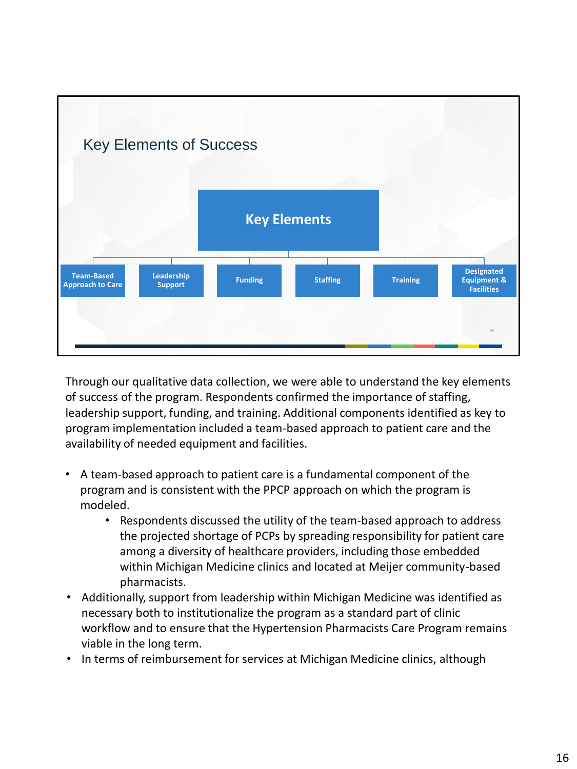## Key Elements of Success

**Key Elements**

- Team-Based Approach to Care
- Leadership Support
- Funding
- Staffing
- Training
- Designated Equipment & Facilities

Through our qualitative data collection, we were able to understand the key elements of success of the program. Respondents confirmed the importance of staffing, leadership support, funding, and training. Additional components identified as key to program implementation included a team-based approach to patient care and the availability of needed equipment and facilities.

- A team-based approach to patient care is a fundamental component of the program and is consistent with the PPCP approach on which the program is modeled.
  - Respondents discussed the utility of the team-based approach to address the projected shortage of PCPs by spreading responsibility for patient care among a diversity of healthcare providers, including those embedded within Michigan Medicine clinics and located at Meijer community-based pharmacists.
- Additionally, support from leadership within Michigan Medicine was identified as necessary both to institutionalize the program as a standard part of clinic workflow and to ensure that the Hypertension Pharmacists Care Program remains viable in the long term.
- In terms of reimbursement for services at Michigan Medicine clinics, although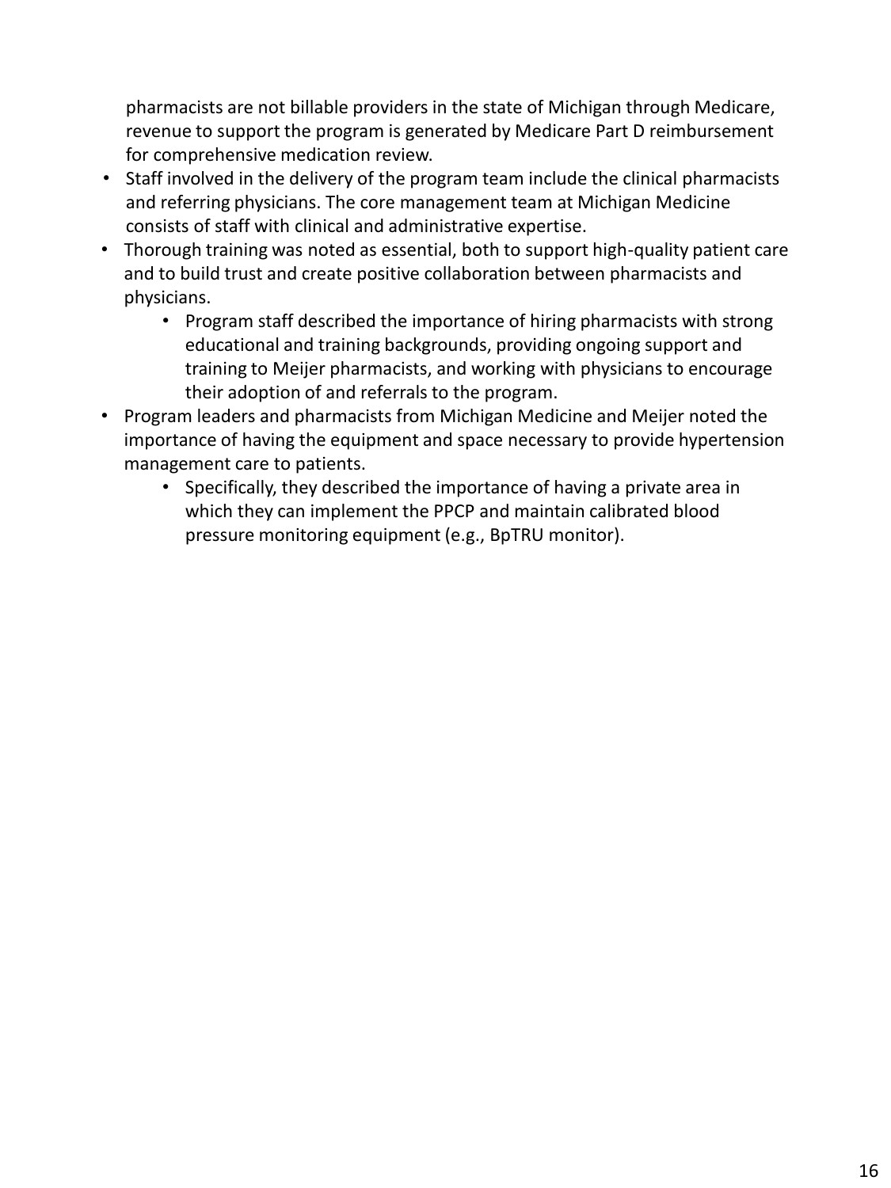pharmacists are not billable providers in the state of Michigan through Medicare, revenue to support the program is generated by Medicare Part D reimbursement for comprehensive medication review.

- Staff involved in the delivery of the program team include the clinical pharmacists and referring physicians. The core management team at Michigan Medicine consists of staff with clinical and administrative expertise.
- Thorough training was noted as essential, both to support high-quality patient care and to build trust and create positive collaboration between pharmacists and physicians.
  - Program staff described the importance of hiring pharmacists with strong educational and training backgrounds, providing ongoing support and training to Meijer pharmacists, and working with physicians to encourage their adoption of and referrals to the program.
- Program leaders and pharmacists from Michigan Medicine and Meijer noted the importance of having the equipment and space necessary to provide hypertension management care to patients.
  - Specifically, they described the importance of having a private area in which they can implement the PPCP and maintain calibrated blood pressure monitoring equipment (e.g., BpTRU monitor).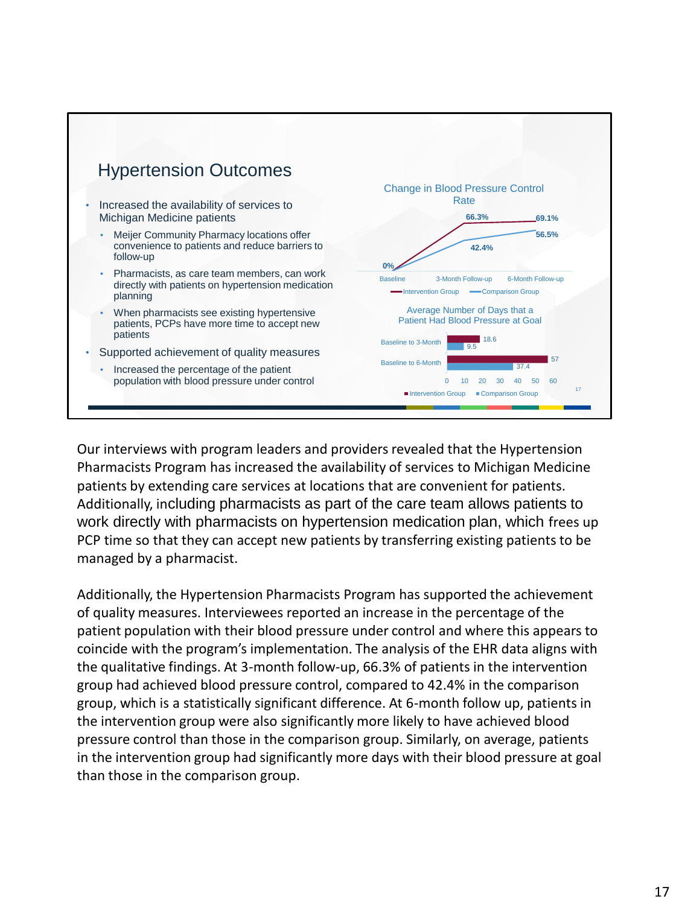## Hypertension Outcomes

- Increased the availability of services to Michigan Medicine patients
  - Meijer Community Pharmacy locations offer convenience to patients and reduce barriers to follow-up
  - Pharmacists, as care team members, can work directly with patients on hypertension medication planning
  - When pharmacists see existing hypertensive patients, PCPs have more time to accept new patients
- Supported achievement of quality measures
  - Increased the percentage of the patient population with blood pressure under control

**Change in Blood Pressure Control Rate**

| | Baseline | 3-Month Follow-up | 6-Month Follow-up |
|---|---|---|---|
| Intervention Group | 0% | 66.3% | 69.1% |
| Comparison Group | 0% | 42.4% | 56.5% |

**Average Number of Days that a Patient Had Blood Pressure at Goal**

| | Intervention Group | Comparison Group |
|---|---|---|
| Baseline to 3-Month | 18.6 | 9.5 |
| Baseline to 6-Month | 57 | 37.4 |

Our interviews with program leaders and providers revealed that the Hypertension Pharmacists Program has increased the availability of services to Michigan Medicine patients by extending care services at locations that are convenient for patients. Additionally, including pharmacists as part of the care team allows patients to work directly with pharmacists on hypertension medication plan, which frees up PCP time so that they can accept new patients by transferring existing patients to be managed by a pharmacist.

Additionally, the Hypertension Pharmacists Program has supported the achievement of quality measures. Interviewees reported an increase in the percentage of the patient population with their blood pressure under control and where this appears to coincide with the program's implementation. The analysis of the EHR data aligns with the qualitative findings. At 3-month follow-up, 66.3% of patients in the intervention group had achieved blood pressure control, compared to 42.4% in the comparison group, which is a statistically significant difference. At 6-month follow up, patients in the intervention group were also significantly more likely to have achieved blood pressure control than those in the comparison group. Similarly, on average, patients in the intervention group had significantly more days with their blood pressure at goal than those in the comparison group.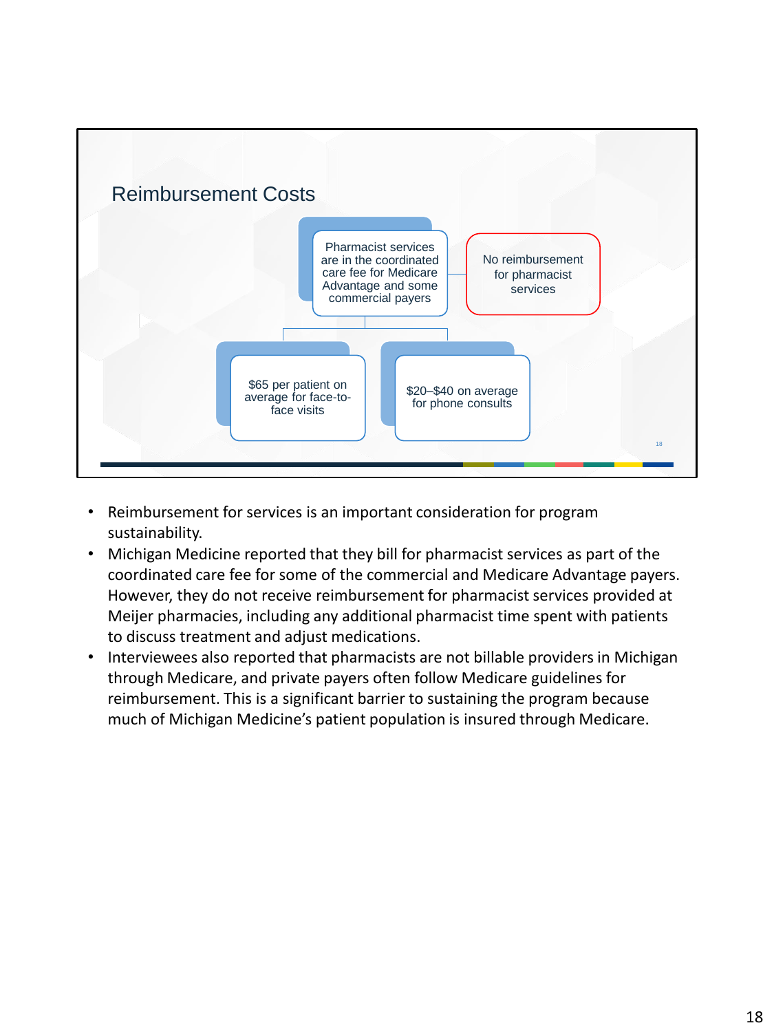## Reimbursement Costs

- Pharmacist services are in the coordinated care fee for Medicare Advantage and some commercial payers
  - $65 per patient on average for face-to-face visits
  - $20–$40 on average for phone consults
- No reimbursement for pharmacist services

---

- Reimbursement for services is an important consideration for program sustainability.
- Michigan Medicine reported that they bill for pharmacist services as part of the coordinated care fee for some of the commercial and Medicare Advantage payers. However, they do not receive reimbursement for pharmacist services provided at Meijer pharmacies, including any additional pharmacist time spent with patients to discuss treatment and adjust medications.
- Interviewees also reported that pharmacists are not billable providers in Michigan through Medicare, and private payers often follow Medicare guidelines for reimbursement. This is a significant barrier to sustaining the program because much of Michigan Medicine's patient population is insured through Medicare.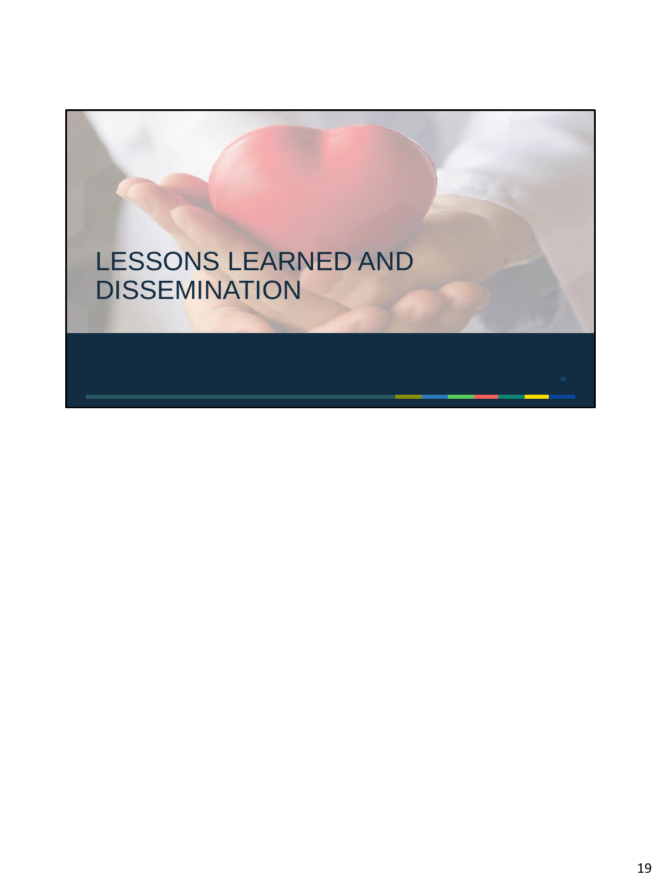# LESSONS LEARNED AND DISSEMINATION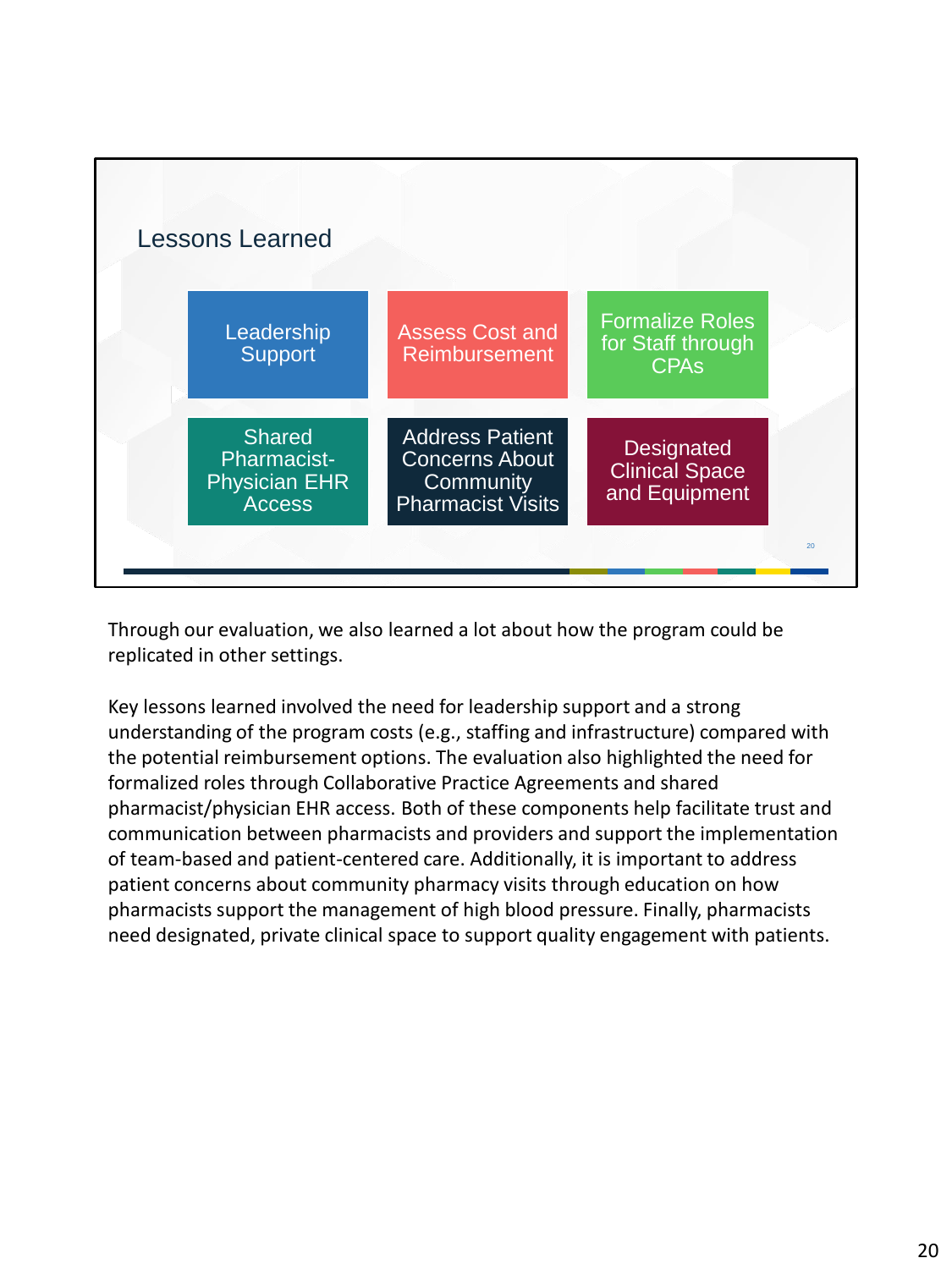## Lessons Learned

- Leadership Support
- Assess Cost and Reimbursement
- Formalize Roles for Staff through CPAs
- Shared Pharmacist-Physician EHR Access
- Address Patient Concerns About Community Pharmacy Visits
- Designated Clinical Space and Equipment

Through our evaluation, we also learned a lot about how the program could be replicated in other settings.

Key lessons learned involved the need for leadership support and a strong understanding of the program costs (e.g., staffing and infrastructure) compared with the potential reimbursement options. The evaluation also highlighted the need for formalized roles through Collaborative Practice Agreements and shared pharmacist/physician EHR access. Both of these components help facilitate trust and communication between pharmacists and providers and support the implementation of team-based and patient-centered care. Additionally, it is important to address patient concerns about community pharmacy visits through education on how pharmacists support the management of high blood pressure. Finally, pharmacists need designated, private clinical space to support quality engagement with patients.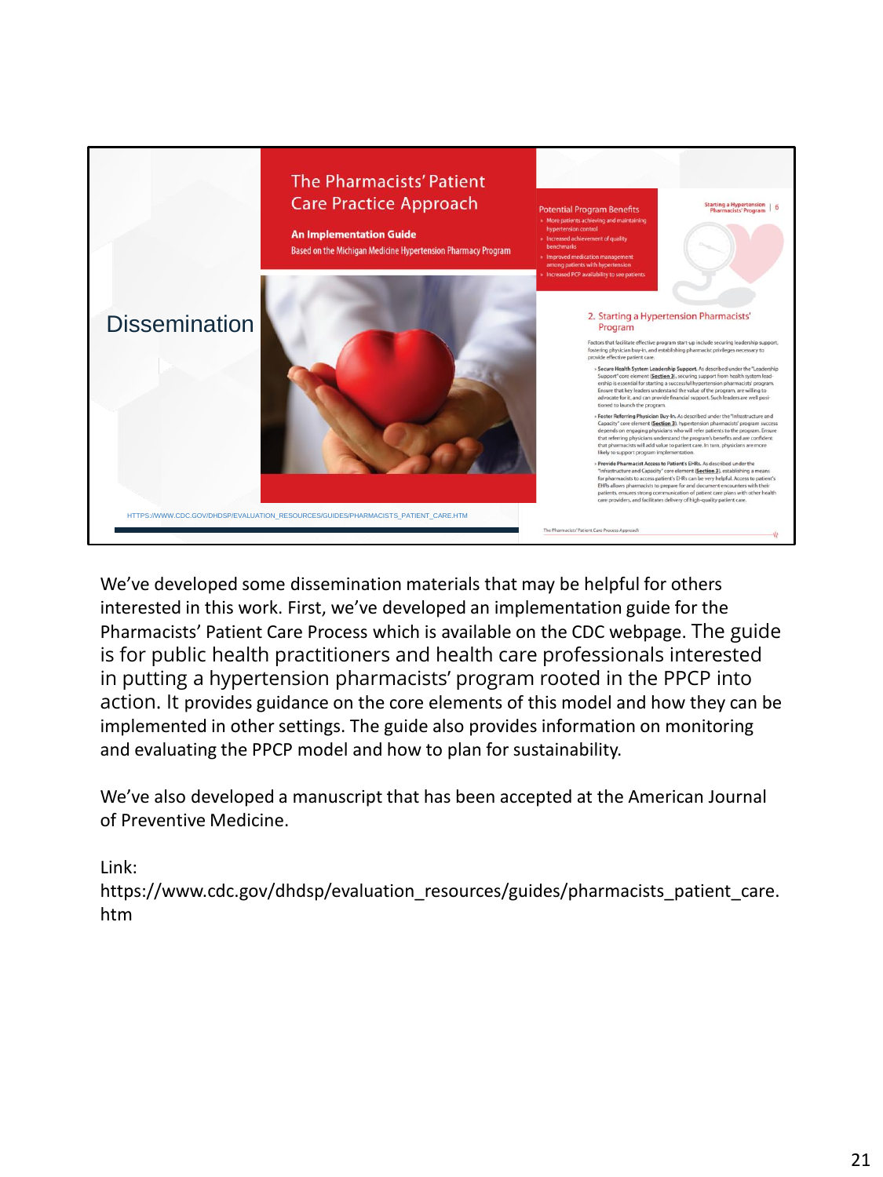## Dissemination

The Pharmacists' Patient Care Practice Approach

**An Implementation Guide**

Based on the Michigan Medicine Hypertension Pharmacy Program

HTTPS://WWW.CDC.GOV/DHDSP/EVALUATION_RESOURCES/GUIDES/PHARMACISTS_PATIENT_CARE.HTM

We've developed some dissemination materials that may be helpful for others interested in this work. First, we've developed an implementation guide for the Pharmacists' Patient Care Process which is available on the CDC webpage. The guide is for public health practitioners and health care professionals interested in putting a hypertension pharmacists' program rooted in the PPCP into action. It provides guidance on the core elements of this model and how they can be implemented in other settings. The guide also provides information on monitoring and evaluating the PPCP model and how to plan for sustainability.

We've also developed a manuscript that has been accepted at the American Journal of Preventive Medicine.

Link:
https://www.cdc.gov/dhdsp/evaluation_resources/guides/pharmacists_patient_care.htm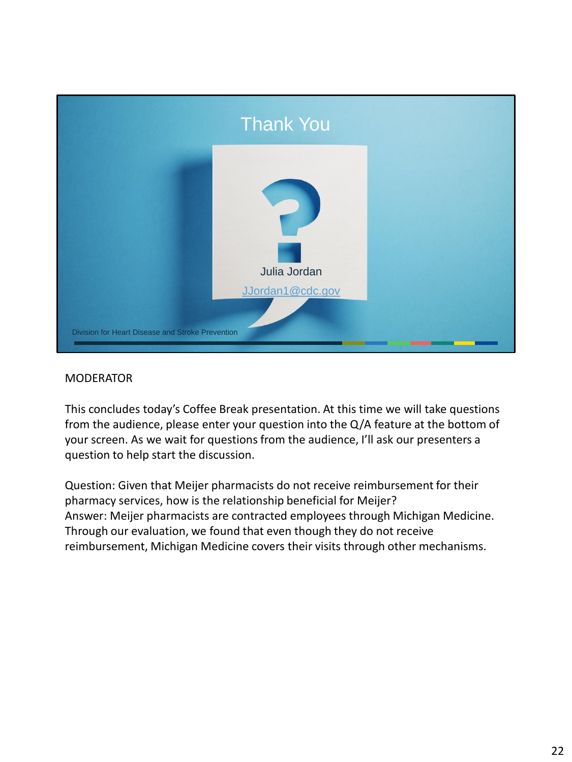# Thank You

Julia Jordan

JJordan1@cdc.gov

Division for Heart Disease and Stroke Prevention

MODERATOR

This concludes today's Coffee Break presentation. At this time we will take questions from the audience, please enter your question into the Q/A feature at the bottom of your screen. As we wait for questions from the audience, I'll ask our presenters a question to help start the discussion.

Question: Given that Meijer pharmacists do not receive reimbursement for their pharmacy services, how is the relationship beneficial for Meijer?
Answer: Meijer pharmacists are contracted employees through Michigan Medicine. Through our evaluation, we found that even though they do not receive reimbursement, Michigan Medicine covers their visits through other mechanisms.